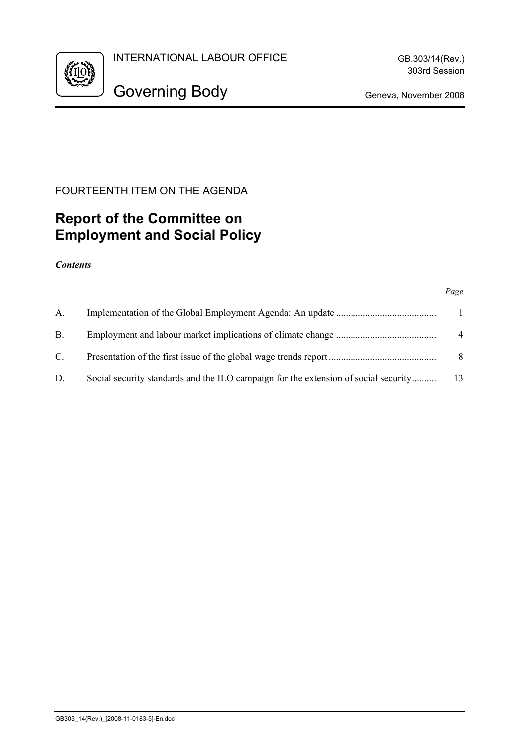INTERNATIONAL LABOUR OFFICE

# Governing Body

GB.303/14(Rev.)
303rd Session

Geneva, November 2008

FOURTEENTH ITEM ON THE AGENDA

## Report of the Committee on Employment and Social Policy

***Contents***

| | | *Page* |
|---|---|---|
| A. | Implementation of the Global Employment Agenda: An update | 1 |
| B. | Employment and labour market implications of climate change | 4 |
| C. | Presentation of the first issue of the global wage trends report | 8 |
| D. | Social security standards and the ILO campaign for the extension of social security | 13 |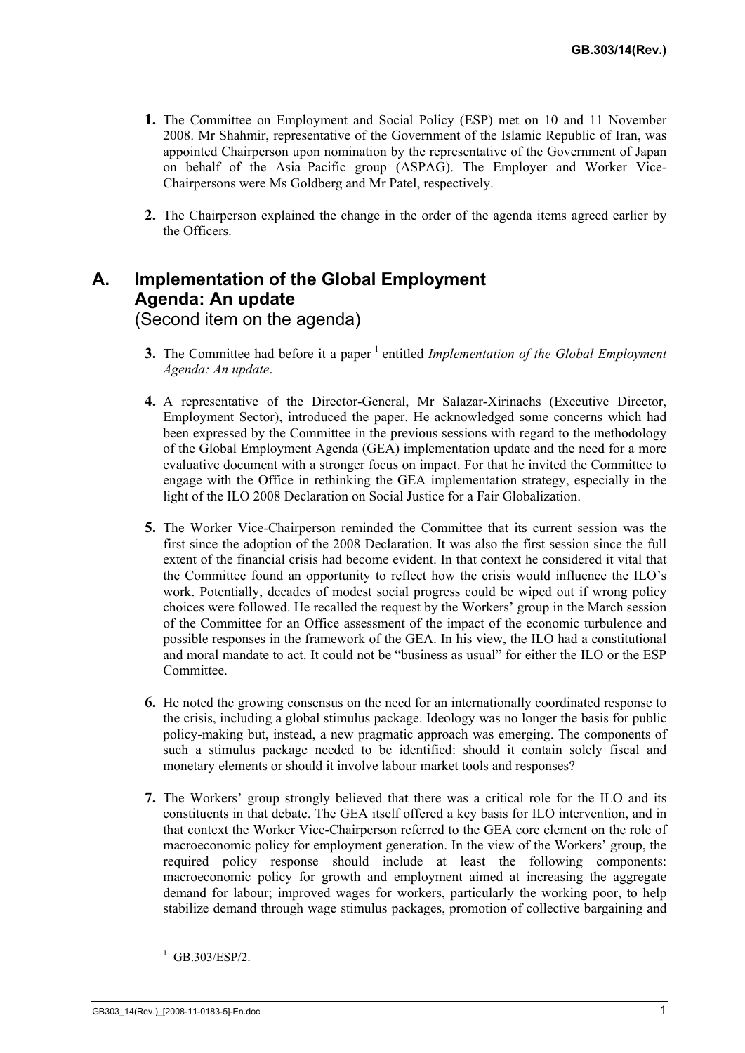**1.** The Committee on Employment and Social Policy (ESP) met on 10 and 11 November 2008. Mr Shahmir, representative of the Government of the Islamic Republic of Iran, was appointed Chairperson upon nomination by the representative of the Government of Japan on behalf of the Asia–Pacific group (ASPAG). The Employer and Worker Vice-Chairpersons were Ms Goldberg and Mr Patel, respectively.

**2.** The Chairperson explained the change in the order of the agenda items agreed earlier by the Officers.

# A. Implementation of the Global Employment Agenda: An update
(Second item on the agenda)

**3.** The Committee had before it a paper [1] entitled *Implementation of the Global Employment Agenda: An update*.

**4.** A representative of the Director-General, Mr Salazar-Xirinachs (Executive Director, Employment Sector), introduced the paper. He acknowledged some concerns which had been expressed by the Committee in the previous sessions with regard to the methodology of the Global Employment Agenda (GEA) implementation update and the need for a more evaluative document with a stronger focus on impact. For that he invited the Committee to engage with the Office in rethinking the GEA implementation strategy, especially in the light of the ILO 2008 Declaration on Social Justice for a Fair Globalization.

**5.** The Worker Vice-Chairperson reminded the Committee that its current session was the first since the adoption of the 2008 Declaration. It was also the first session since the full extent of the financial crisis had become evident. In that context he considered it vital that the Committee found an opportunity to reflect how the crisis would influence the ILO's work. Potentially, decades of modest social progress could be wiped out if wrong policy choices were followed. He recalled the request by the Workers' group in the March session of the Committee for an Office assessment of the impact of the economic turbulence and possible responses in the framework of the GEA. In his view, the ILO had a constitutional and moral mandate to act. It could not be "business as usual" for either the ILO or the ESP Committee.

**6.** He noted the growing consensus on the need for an internationally coordinated response to the crisis, including a global stimulus package. Ideology was no longer the basis for public policy-making but, instead, a new pragmatic approach was emerging. The components of such a stimulus package needed to be identified: should it contain solely fiscal and monetary elements or should it involve labour market tools and responses?

**7.** The Workers' group strongly believed that there was a critical role for the ILO and its constituents in that debate. The GEA itself offered a key basis for ILO intervention, and in that context the Worker Vice-Chairperson referred to the GEA core element on the role of macroeconomic policy for employment generation. In the view of the Workers' group, the required policy response should include at least the following components: macroeconomic policy for growth and employment aimed at increasing the aggregate demand for labour; improved wages for workers, particularly the working poor, to help stabilize demand through wage stimulus packages, promotion of collective bargaining and

[1] GB.303/ESP/2.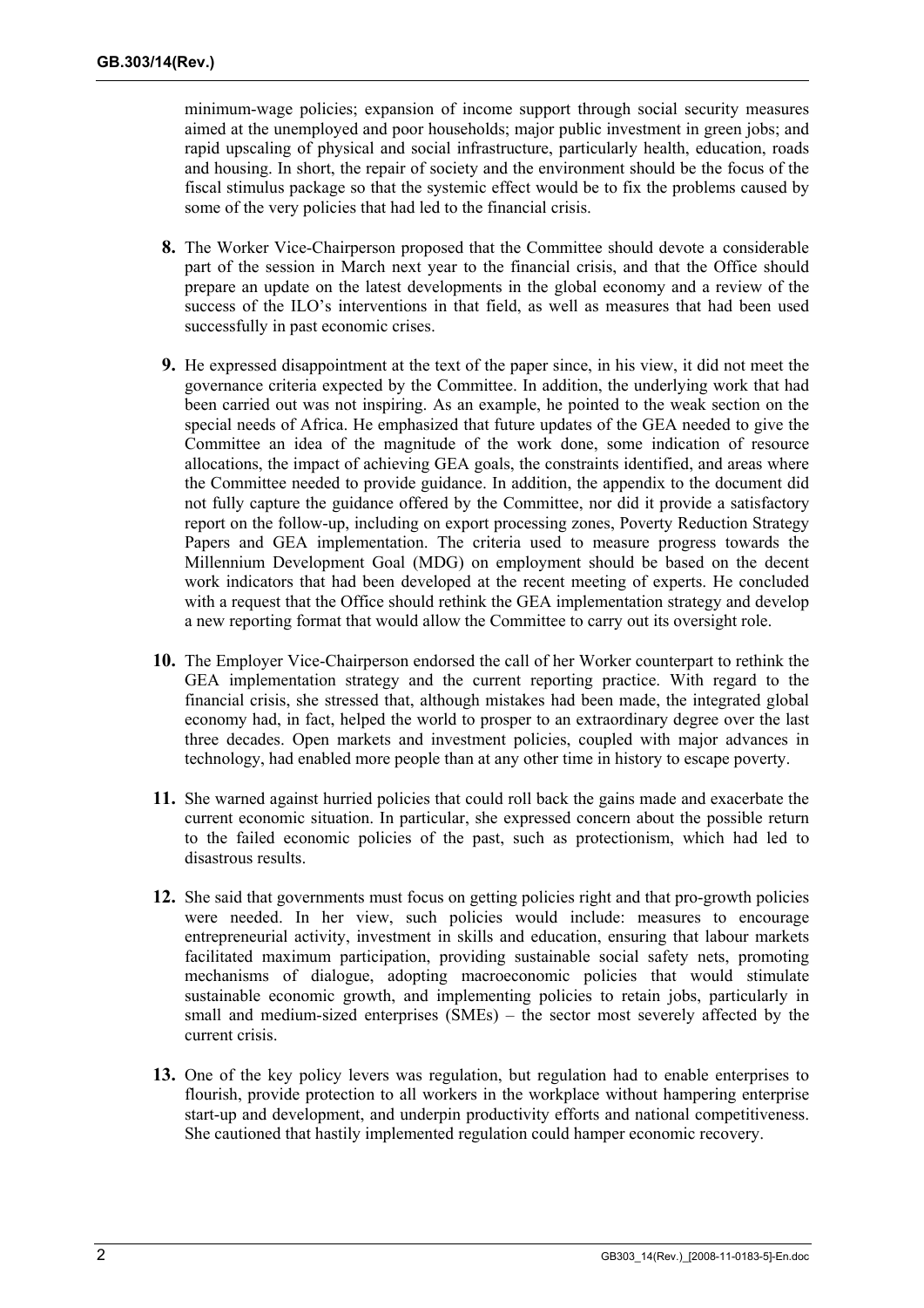minimum-wage policies; expansion of income support through social security measures aimed at the unemployed and poor households; major public investment in green jobs; and rapid upscaling of physical and social infrastructure, particularly health, education, roads and housing. In short, the repair of society and the environment should be the focus of the fiscal stimulus package so that the systemic effect would be to fix the problems caused by some of the very policies that had led to the financial crisis.

**8.** The Worker Vice-Chairperson proposed that the Committee should devote a considerable part of the session in March next year to the financial crisis, and that the Office should prepare an update on the latest developments in the global economy and a review of the success of the ILO's interventions in that field, as well as measures that had been used successfully in past economic crises.

**9.** He expressed disappointment at the text of the paper since, in his view, it did not meet the governance criteria expected by the Committee. In addition, the underlying work that had been carried out was not inspiring. As an example, he pointed to the weak section on the special needs of Africa. He emphasized that future updates of the GEA needed to give the Committee an idea of the magnitude of the work done, some indication of resource allocations, the impact of achieving GEA goals, the constraints identified, and areas where the Committee needed to provide guidance. In addition, the appendix to the document did not fully capture the guidance offered by the Committee, nor did it provide a satisfactory report on the follow-up, including on export processing zones, Poverty Reduction Strategy Papers and GEA implementation. The criteria used to measure progress towards the Millennium Development Goal (MDG) on employment should be based on the decent work indicators that had been developed at the recent meeting of experts. He concluded with a request that the Office should rethink the GEA implementation strategy and develop a new reporting format that would allow the Committee to carry out its oversight role.

**10.** The Employer Vice-Chairperson endorsed the call of her Worker counterpart to rethink the GEA implementation strategy and the current reporting practice. With regard to the financial crisis, she stressed that, although mistakes had been made, the integrated global economy had, in fact, helped the world to prosper to an extraordinary degree over the last three decades. Open markets and investment policies, coupled with major advances in technology, had enabled more people than at any other time in history to escape poverty.

**11.** She warned against hurried policies that could roll back the gains made and exacerbate the current economic situation. In particular, she expressed concern about the possible return to the failed economic policies of the past, such as protectionism, which had led to disastrous results.

**12.** She said that governments must focus on getting policies right and that pro-growth policies were needed. In her view, such policies would include: measures to encourage entrepreneurial activity, investment in skills and education, ensuring that labour markets facilitated maximum participation, providing sustainable social safety nets, promoting mechanisms of dialogue, adopting macroeconomic policies that would stimulate sustainable economic growth, and implementing policies to retain jobs, particularly in small and medium-sized enterprises (SMEs) – the sector most severely affected by the current crisis.

**13.** One of the key policy levers was regulation, but regulation had to enable enterprises to flourish, provide protection to all workers in the workplace without hampering enterprise start-up and development, and underpin productivity efforts and national competitiveness. She cautioned that hastily implemented regulation could hamper economic recovery.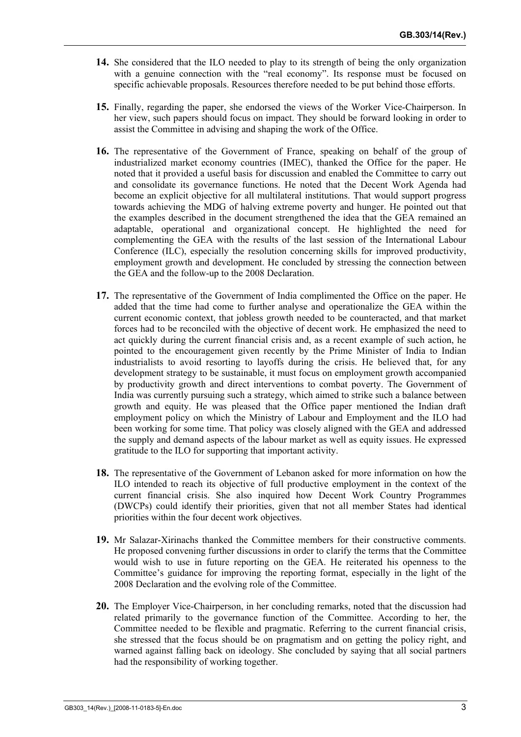**14.** She considered that the ILO needed to play to its strength of being the only organization with a genuine connection with the "real economy". Its response must be focused on specific achievable proposals. Resources therefore needed to be put behind those efforts.

**15.** Finally, regarding the paper, she endorsed the views of the Worker Vice-Chairperson. In her view, such papers should focus on impact. They should be forward looking in order to assist the Committee in advising and shaping the work of the Office.

**16.** The representative of the Government of France, speaking on behalf of the group of industrialized market economy countries (IMEC), thanked the Office for the paper. He noted that it provided a useful basis for discussion and enabled the Committee to carry out and consolidate its governance functions. He noted that the Decent Work Agenda had become an explicit objective for all multilateral institutions. That would support progress towards achieving the MDG of halving extreme poverty and hunger. He pointed out that the examples described in the document strengthened the idea that the GEA remained an adaptable, operational and organizational concept. He highlighted the need for complementing the GEA with the results of the last session of the International Labour Conference (ILC), especially the resolution concerning skills for improved productivity, employment growth and development. He concluded by stressing the connection between the GEA and the follow-up to the 2008 Declaration.

**17.** The representative of the Government of India complimented the Office on the paper. He added that the time had come to further analyse and operationalize the GEA within the current economic context, that jobless growth needed to be counteracted, and that market forces had to be reconciled with the objective of decent work. He emphasized the need to act quickly during the current financial crisis and, as a recent example of such action, he pointed to the encouragement given recently by the Prime Minister of India to Indian industrialists to avoid resorting to layoffs during the crisis. He believed that, for any development strategy to be sustainable, it must focus on employment growth accompanied by productivity growth and direct interventions to combat poverty. The Government of India was currently pursuing such a strategy, which aimed to strike such a balance between growth and equity. He was pleased that the Office paper mentioned the Indian draft employment policy on which the Ministry of Labour and Employment and the ILO had been working for some time. That policy was closely aligned with the GEA and addressed the supply and demand aspects of the labour market as well as equity issues. He expressed gratitude to the ILO for supporting that important activity.

**18.** The representative of the Government of Lebanon asked for more information on how the ILO intended to reach its objective of full productive employment in the context of the current financial crisis. She also inquired how Decent Work Country Programmes (DWCPs) could identify their priorities, given that not all member States had identical priorities within the four decent work objectives.

**19.** Mr Salazar-Xirinachs thanked the Committee members for their constructive comments. He proposed convening further discussions in order to clarify the terms that the Committee would wish to use in future reporting on the GEA. He reiterated his openness to the Committee's guidance for improving the reporting format, especially in the light of the 2008 Declaration and the evolving role of the Committee.

**20.** The Employer Vice-Chairperson, in her concluding remarks, noted that the discussion had related primarily to the governance function of the Committee. According to her, the Committee needed to be flexible and pragmatic. Referring to the current financial crisis, she stressed that the focus should be on pragmatism and on getting the policy right, and warned against falling back on ideology. She concluded by saying that all social partners had the responsibility of working together.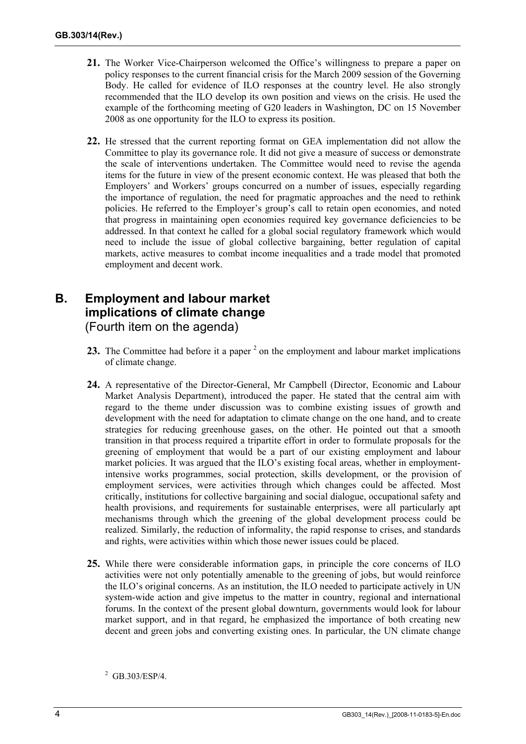**21.** The Worker Vice-Chairperson welcomed the Office's willingness to prepare a paper on policy responses to the current financial crisis for the March 2009 session of the Governing Body. He called for evidence of ILO responses at the country level. He also strongly recommended that the ILO develop its own position and views on the crisis. He used the example of the forthcoming meeting of G20 leaders in Washington, DC on 15 November 2008 as one opportunity for the ILO to express its position.

**22.** He stressed that the current reporting format on GEA implementation did not allow the Committee to play its governance role. It did not give a measure of success or demonstrate the scale of interventions undertaken. The Committee would need to revise the agenda items for the future in view of the present economic context. He was pleased that both the Employers' and Workers' groups concurred on a number of issues, especially regarding the importance of regulation, the need for pragmatic approaches and the need to rethink policies. He referred to the Employer's group's call to retain open economies, and noted that progress in maintaining open economies required key governance deficiencies to be addressed. In that context he called for a global social regulatory framework which would need to include the issue of global collective bargaining, better regulation of capital markets, active measures to combat income inequalities and a trade model that promoted employment and decent work.

## B. Employment and labour market implications of climate change
(Fourth item on the agenda)

**23.** The Committee had before it a paper [2] on the employment and labour market implications of climate change.

**24.** A representative of the Director-General, Mr Campbell (Director, Economic and Labour Market Analysis Department), introduced the paper. He stated that the central aim with regard to the theme under discussion was to combine existing issues of growth and development with the need for adaptation to climate change on the one hand, and to create strategies for reducing greenhouse gases, on the other. He pointed out that a smooth transition in that process required a tripartite effort in order to formulate proposals for the greening of employment that would be a part of our existing employment and labour market policies. It was argued that the ILO's existing focal areas, whether in employment-intensive works programmes, social protection, skills development, or the provision of employment services, were activities through which changes could be affected. Most critically, institutions for collective bargaining and social dialogue, occupational safety and health provisions, and requirements for sustainable enterprises, were all particularly apt mechanisms through which the greening of the global development process could be realized. Similarly, the reduction of informality, the rapid response to crises, and standards and rights, were activities within which those newer issues could be placed.

**25.** While there were considerable information gaps, in principle the core concerns of ILO activities were not only potentially amenable to the greening of jobs, but would reinforce the ILO's original concerns. As an institution, the ILO needed to participate actively in UN system-wide action and give impetus to the matter in country, regional and international forums. In the context of the present global downturn, governments would look for labour market support, and in that regard, he emphasized the importance of both creating new decent and green jobs and converting existing ones. In particular, the UN climate change

[2] GB.303/ESP/4.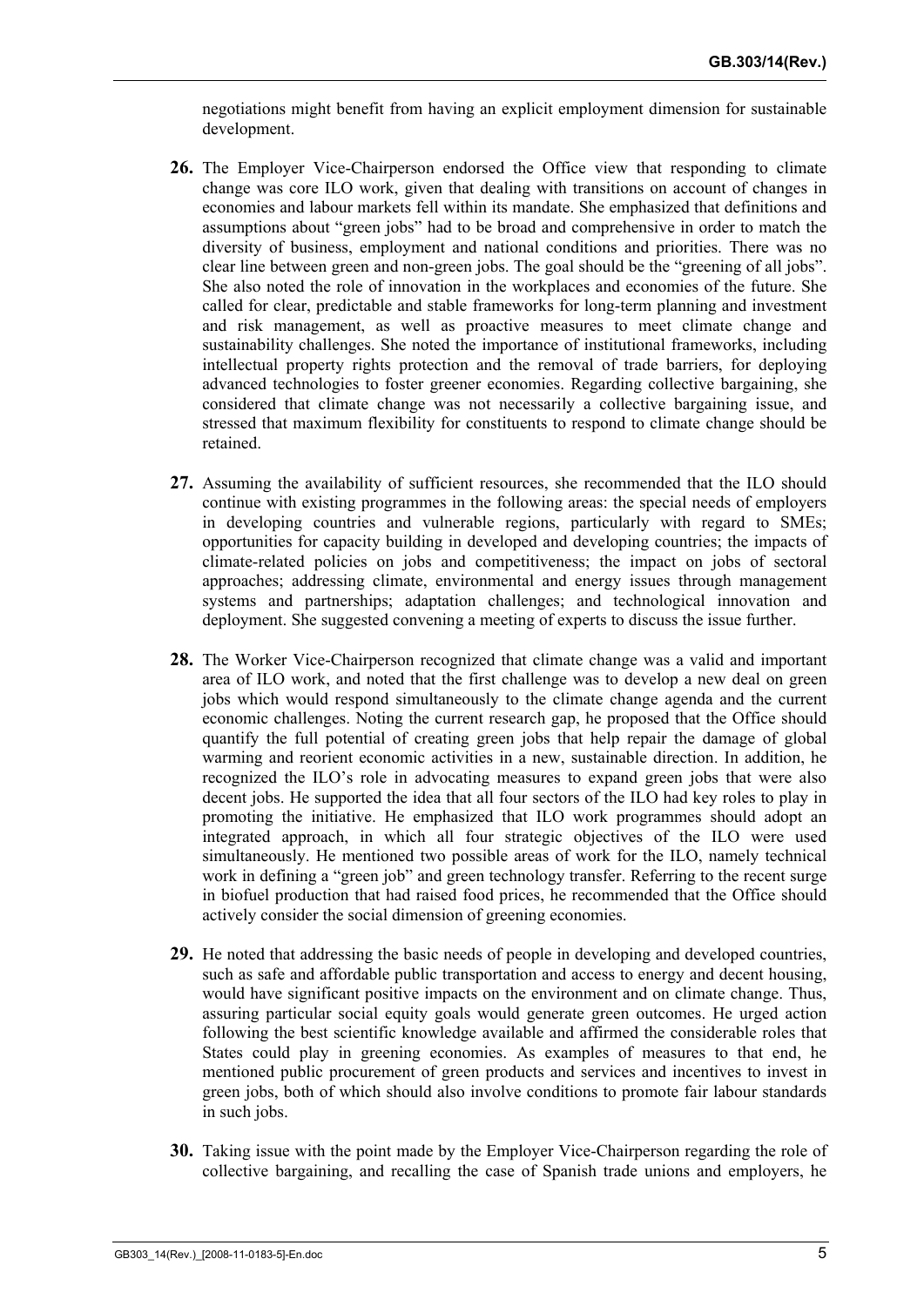negotiations might benefit from having an explicit employment dimension for sustainable development.

**26.** The Employer Vice-Chairperson endorsed the Office view that responding to climate change was core ILO work, given that dealing with transitions on account of changes in economies and labour markets fell within its mandate. She emphasized that definitions and assumptions about "green jobs" had to be broad and comprehensive in order to match the diversity of business, employment and national conditions and priorities. There was no clear line between green and non-green jobs. The goal should be the "greening of all jobs". She also noted the role of innovation in the workplaces and economies of the future. She called for clear, predictable and stable frameworks for long-term planning and investment and risk management, as well as proactive measures to meet climate change and sustainability challenges. She noted the importance of institutional frameworks, including intellectual property rights protection and the removal of trade barriers, for deploying advanced technologies to foster greener economies. Regarding collective bargaining, she considered that climate change was not necessarily a collective bargaining issue, and stressed that maximum flexibility for constituents to respond to climate change should be retained.

**27.** Assuming the availability of sufficient resources, she recommended that the ILO should continue with existing programmes in the following areas: the special needs of employers in developing countries and vulnerable regions, particularly with regard to SMEs; opportunities for capacity building in developed and developing countries; the impacts of climate-related policies on jobs and competitiveness; the impact on jobs of sectoral approaches; addressing climate, environmental and energy issues through management systems and partnerships; adaptation challenges; and technological innovation and deployment. She suggested convening a meeting of experts to discuss the issue further.

**28.** The Worker Vice-Chairperson recognized that climate change was a valid and important area of ILO work, and noted that the first challenge was to develop a new deal on green jobs which would respond simultaneously to the climate change agenda and the current economic challenges. Noting the current research gap, he proposed that the Office should quantify the full potential of creating green jobs that help repair the damage of global warming and reorient economic activities in a new, sustainable direction. In addition, he recognized the ILO's role in advocating measures to expand green jobs that were also decent jobs. He supported the idea that all four sectors of the ILO had key roles to play in promoting the initiative. He emphasized that ILO work programmes should adopt an integrated approach, in which all four strategic objectives of the ILO were used simultaneously. He mentioned two possible areas of work for the ILO, namely technical work in defining a "green job" and green technology transfer. Referring to the recent surge in biofuel production that had raised food prices, he recommended that the Office should actively consider the social dimension of greening economies.

**29.** He noted that addressing the basic needs of people in developing and developed countries, such as safe and affordable public transportation and access to energy and decent housing, would have significant positive impacts on the environment and on climate change. Thus, assuring particular social equity goals would generate green outcomes. He urged action following the best scientific knowledge available and affirmed the considerable roles that States could play in greening economies. As examples of measures to that end, he mentioned public procurement of green products and services and incentives to invest in green jobs, both of which should also involve conditions to promote fair labour standards in such jobs.

**30.** Taking issue with the point made by the Employer Vice-Chairperson regarding the role of collective bargaining, and recalling the case of Spanish trade unions and employers, he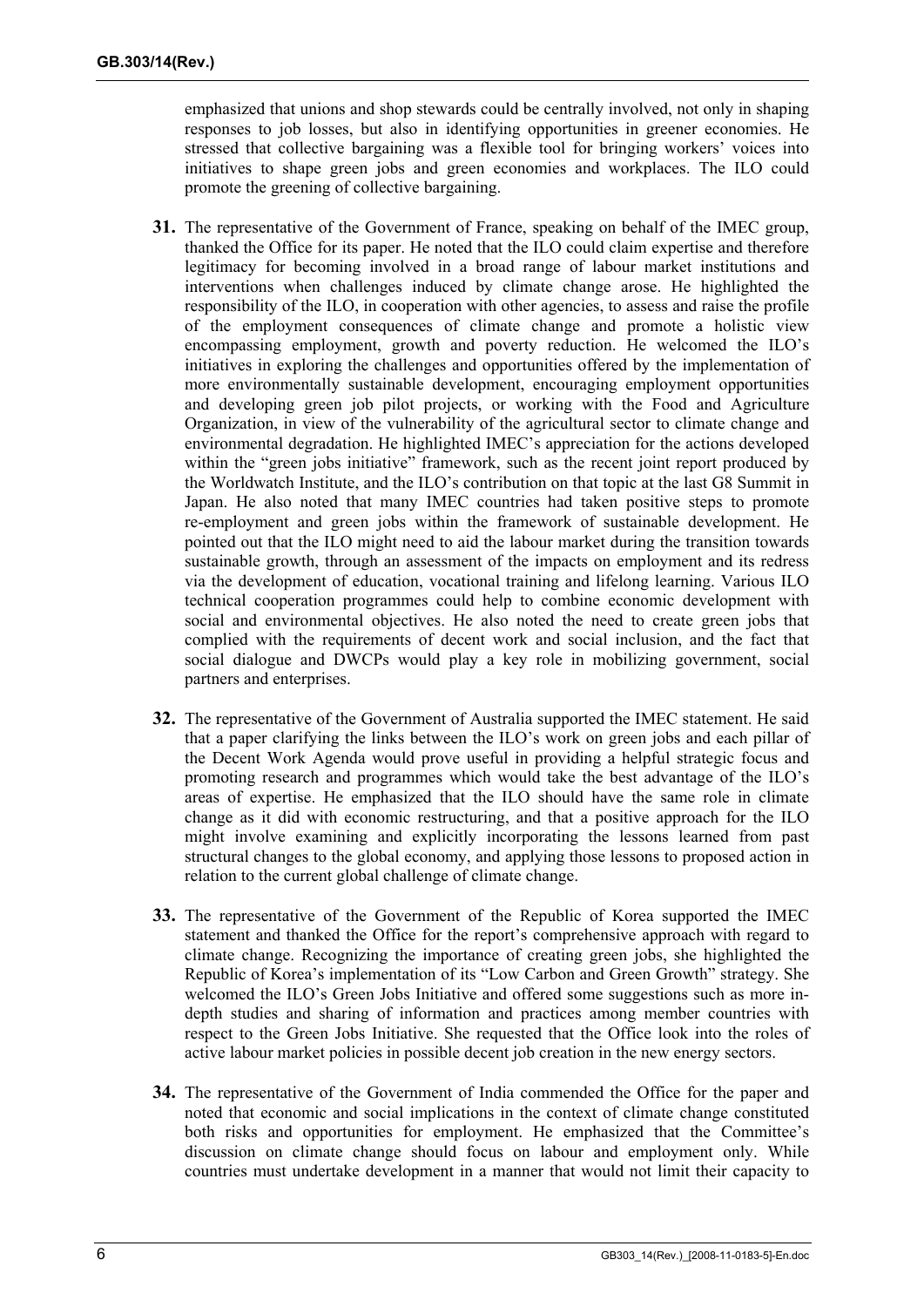emphasized that unions and shop stewards could be centrally involved, not only in shaping responses to job losses, but also in identifying opportunities in greener economies. He stressed that collective bargaining was a flexible tool for bringing workers' voices into initiatives to shape green jobs and green economies and workplaces. The ILO could promote the greening of collective bargaining.

**31.** The representative of the Government of France, speaking on behalf of the IMEC group, thanked the Office for its paper. He noted that the ILO could claim expertise and therefore legitimacy for becoming involved in a broad range of labour market institutions and interventions when challenges induced by climate change arose. He highlighted the responsibility of the ILO, in cooperation with other agencies, to assess and raise the profile of the employment consequences of climate change and promote a holistic view encompassing employment, growth and poverty reduction. He welcomed the ILO's initiatives in exploring the challenges and opportunities offered by the implementation of more environmentally sustainable development, encouraging employment opportunities and developing green job pilot projects, or working with the Food and Agriculture Organization, in view of the vulnerability of the agricultural sector to climate change and environmental degradation. He highlighted IMEC's appreciation for the actions developed within the "green jobs initiative" framework, such as the recent joint report produced by the Worldwatch Institute, and the ILO's contribution on that topic at the last G8 Summit in Japan. He also noted that many IMEC countries had taken positive steps to promote re-employment and green jobs within the framework of sustainable development. He pointed out that the ILO might need to aid the labour market during the transition towards sustainable growth, through an assessment of the impacts on employment and its redress via the development of education, vocational training and lifelong learning. Various ILO technical cooperation programmes could help to combine economic development with social and environmental objectives. He also noted the need to create green jobs that complied with the requirements of decent work and social inclusion, and the fact that social dialogue and DWCPs would play a key role in mobilizing government, social partners and enterprises.

**32.** The representative of the Government of Australia supported the IMEC statement. He said that a paper clarifying the links between the ILO's work on green jobs and each pillar of the Decent Work Agenda would prove useful in providing a helpful strategic focus and promoting research and programmes which would take the best advantage of the ILO's areas of expertise. He emphasized that the ILO should have the same role in climate change as it did with economic restructuring, and that a positive approach for the ILO might involve examining and explicitly incorporating the lessons learned from past structural changes to the global economy, and applying those lessons to proposed action in relation to the current global challenge of climate change.

**33.** The representative of the Government of the Republic of Korea supported the IMEC statement and thanked the Office for the report's comprehensive approach with regard to climate change. Recognizing the importance of creating green jobs, she highlighted the Republic of Korea's implementation of its "Low Carbon and Green Growth" strategy. She welcomed the ILO's Green Jobs Initiative and offered some suggestions such as more in-depth studies and sharing of information and practices among member countries with respect to the Green Jobs Initiative. She requested that the Office look into the roles of active labour market policies in possible decent job creation in the new energy sectors.

**34.** The representative of the Government of India commended the Office for the paper and noted that economic and social implications in the context of climate change constituted both risks and opportunities for employment. He emphasized that the Committee's discussion on climate change should focus on labour and employment only. While countries must undertake development in a manner that would not limit their capacity to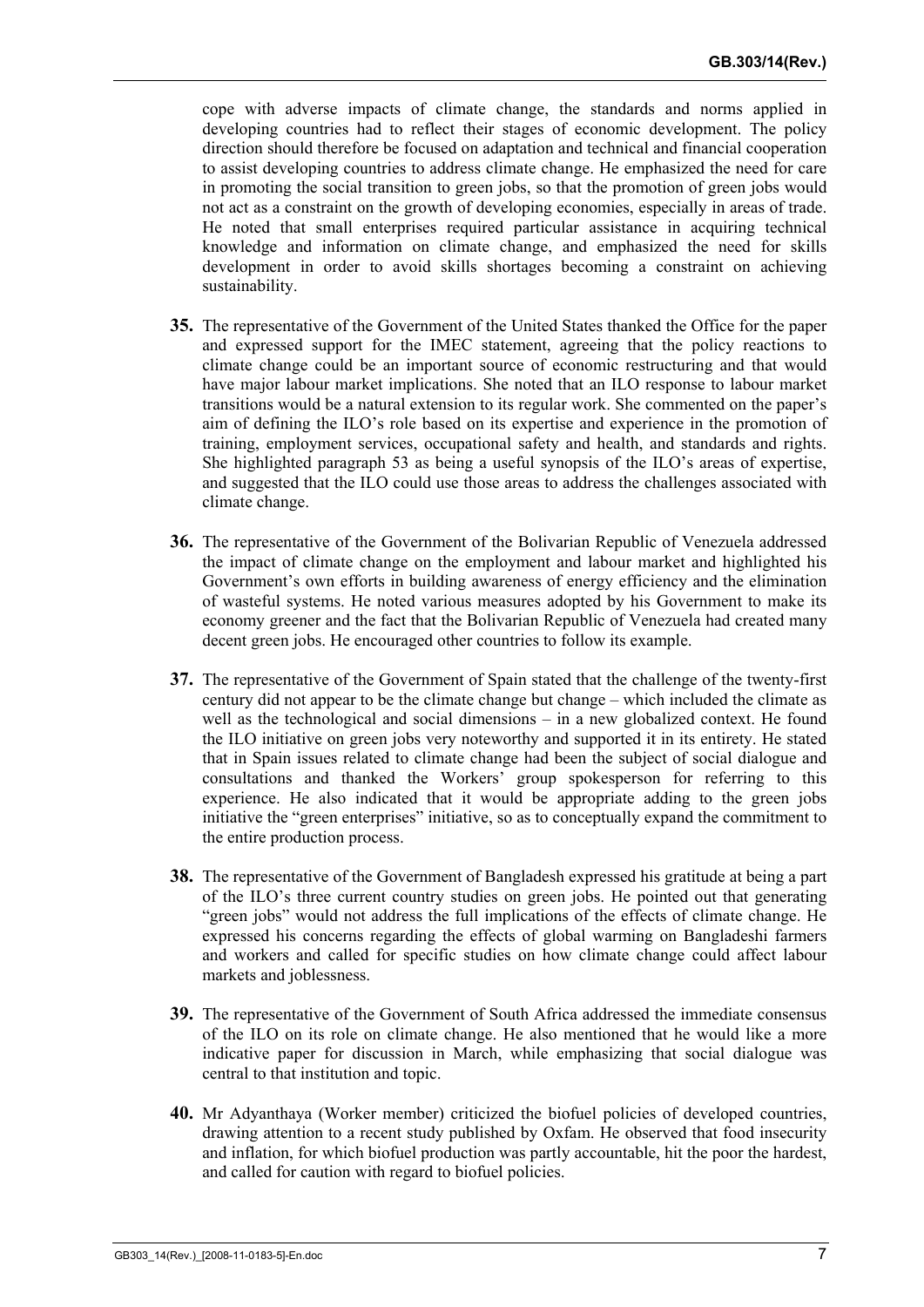cope with adverse impacts of climate change, the standards and norms applied in developing countries had to reflect their stages of economic development. The policy direction should therefore be focused on adaptation and technical and financial cooperation to assist developing countries to address climate change. He emphasized the need for care in promoting the social transition to green jobs, so that the promotion of green jobs would not act as a constraint on the growth of developing economies, especially in areas of trade. He noted that small enterprises required particular assistance in acquiring technical knowledge and information on climate change, and emphasized the need for skills development in order to avoid skills shortages becoming a constraint on achieving sustainability.

**35.** The representative of the Government of the United States thanked the Office for the paper and expressed support for the IMEC statement, agreeing that the policy reactions to climate change could be an important source of economic restructuring and that would have major labour market implications. She noted that an ILO response to labour market transitions would be a natural extension to its regular work. She commented on the paper's aim of defining the ILO's role based on its expertise and experience in the promotion of training, employment services, occupational safety and health, and standards and rights. She highlighted paragraph 53 as being a useful synopsis of the ILO's areas of expertise, and suggested that the ILO could use those areas to address the challenges associated with climate change.

**36.** The representative of the Government of the Bolivarian Republic of Venezuela addressed the impact of climate change on the employment and labour market and highlighted his Government's own efforts in building awareness of energy efficiency and the elimination of wasteful systems. He noted various measures adopted by his Government to make its economy greener and the fact that the Bolivarian Republic of Venezuela had created many decent green jobs. He encouraged other countries to follow its example.

**37.** The representative of the Government of Spain stated that the challenge of the twenty-first century did not appear to be the climate change but change – which included the climate as well as the technological and social dimensions – in a new globalized context. He found the ILO initiative on green jobs very noteworthy and supported it in its entirety. He stated that in Spain issues related to climate change had been the subject of social dialogue and consultations and thanked the Workers' group spokesperson for referring to this experience. He also indicated that it would be appropriate adding to the green jobs initiative the "green enterprises" initiative, so as to conceptually expand the commitment to the entire production process.

**38.** The representative of the Government of Bangladesh expressed his gratitude at being a part of the ILO's three current country studies on green jobs. He pointed out that generating "green jobs" would not address the full implications of the effects of climate change. He expressed his concerns regarding the effects of global warming on Bangladeshi farmers and workers and called for specific studies on how climate change could affect labour markets and joblessness.

**39.** The representative of the Government of South Africa addressed the immediate consensus of the ILO on its role on climate change. He also mentioned that he would like a more indicative paper for discussion in March, while emphasizing that social dialogue was central to that institution and topic.

**40.** Mr Adyanthaya (Worker member) criticized the biofuel policies of developed countries, drawing attention to a recent study published by Oxfam. He observed that food insecurity and inflation, for which biofuel production was partly accountable, hit the poor the hardest, and called for caution with regard to biofuel policies.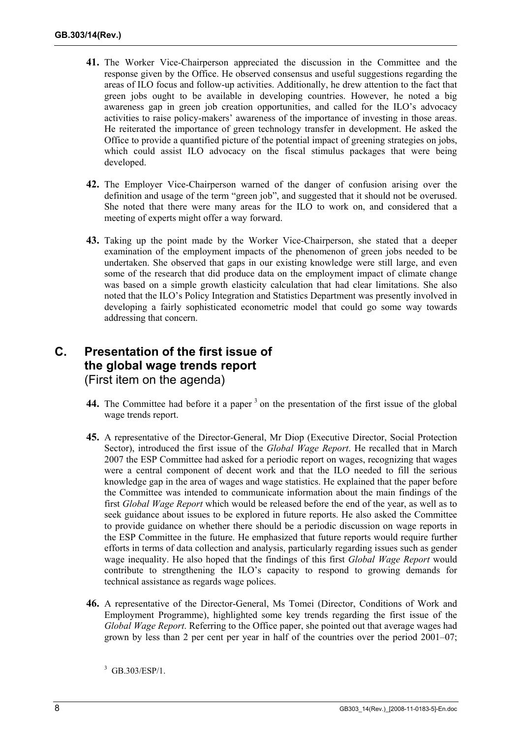**41.** The Worker Vice-Chairperson appreciated the discussion in the Committee and the response given by the Office. He observed consensus and useful suggestions regarding the areas of ILO focus and follow-up activities. Additionally, he drew attention to the fact that green jobs ought to be available in developing countries. However, he noted a big awareness gap in green job creation opportunities, and called for the ILO's advocacy activities to raise policy-makers' awareness of the importance of investing in those areas. He reiterated the importance of green technology transfer in development. He asked the Office to provide a quantified picture of the potential impact of greening strategies on jobs, which could assist ILO advocacy on the fiscal stimulus packages that were being developed.

**42.** The Employer Vice-Chairperson warned of the danger of confusion arising over the definition and usage of the term "green job", and suggested that it should not be overused. She noted that there were many areas for the ILO to work on, and considered that a meeting of experts might offer a way forward.

**43.** Taking up the point made by the Worker Vice-Chairperson, she stated that a deeper examination of the employment impacts of the phenomenon of green jobs needed to be undertaken. She observed that gaps in our existing knowledge were still large, and even some of the research that did produce data on the employment impact of climate change was based on a simple growth elasticity calculation that had clear limitations. She also noted that the ILO's Policy Integration and Statistics Department was presently involved in developing a fairly sophisticated econometric model that could go some way towards addressing that concern.

## C. Presentation of the first issue of the global wage trends report
(First item on the agenda)

**44.** The Committee had before it a paper [3] on the presentation of the first issue of the global wage trends report.

**45.** A representative of the Director-General, Mr Diop (Executive Director, Social Protection Sector), introduced the first issue of the *Global Wage Report*. He recalled that in March 2007 the ESP Committee had asked for a periodic report on wages, recognizing that wages were a central component of decent work and that the ILO needed to fill the serious knowledge gap in the area of wages and wage statistics. He explained that the paper before the Committee was intended to communicate information about the main findings of the first *Global Wage Report* which would be released before the end of the year, as well as to seek guidance about issues to be explored in future reports. He also asked the Committee to provide guidance on whether there should be a periodic discussion on wage reports in the ESP Committee in the future. He emphasized that future reports would require further efforts in terms of data collection and analysis, particularly regarding issues such as gender wage inequality. He also hoped that the findings of this first *Global Wage Report* would contribute to strengthening the ILO's capacity to respond to growing demands for technical assistance as regards wage polices.

**46.** A representative of the Director-General, Ms Tomei (Director, Conditions of Work and Employment Programme), highlighted some key trends regarding the first issue of the *Global Wage Report*. Referring to the Office paper, she pointed out that average wages had grown by less than 2 per cent per year in half of the countries over the period 2001–07;

[3] GB.303/ESP/1.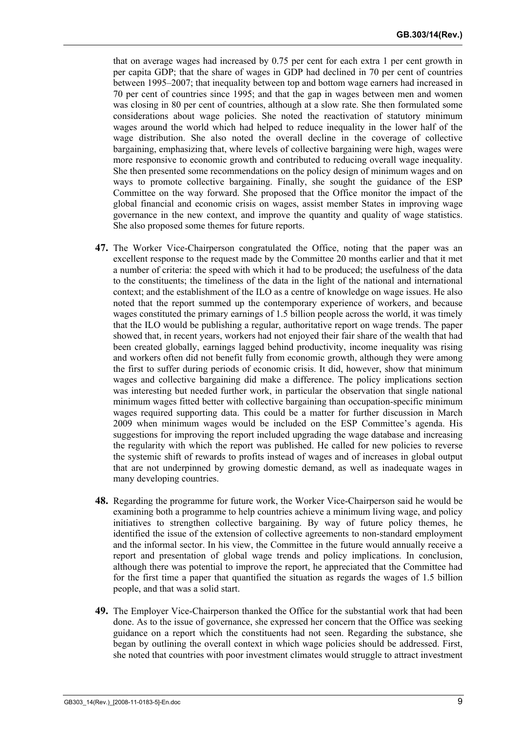that on average wages had increased by 0.75 per cent for each extra 1 per cent growth in per capita GDP; that the share of wages in GDP had declined in 70 per cent of countries between 1995–2007; that inequality between top and bottom wage earners had increased in 70 per cent of countries since 1995; and that the gap in wages between men and women was closing in 80 per cent of countries, although at a slow rate. She then formulated some considerations about wage policies. She noted the reactivation of statutory minimum wages around the world which had helped to reduce inequality in the lower half of the wage distribution. She also noted the overall decline in the coverage of collective bargaining, emphasizing that, where levels of collective bargaining were high, wages were more responsive to economic growth and contributed to reducing overall wage inequality. She then presented some recommendations on the policy design of minimum wages and on ways to promote collective bargaining. Finally, she sought the guidance of the ESP Committee on the way forward. She proposed that the Office monitor the impact of the global financial and economic crisis on wages, assist member States in improving wage governance in the new context, and improve the quantity and quality of wage statistics. She also proposed some themes for future reports.

**47.** The Worker Vice-Chairperson congratulated the Office, noting that the paper was an excellent response to the request made by the Committee 20 months earlier and that it met a number of criteria: the speed with which it had to be produced; the usefulness of the data to the constituents; the timeliness of the data in the light of the national and international context; and the establishment of the ILO as a centre of knowledge on wage issues. He also noted that the report summed up the contemporary experience of workers, and because wages constituted the primary earnings of 1.5 billion people across the world, it was timely that the ILO would be publishing a regular, authoritative report on wage trends. The paper showed that, in recent years, workers had not enjoyed their fair share of the wealth that had been created globally, earnings lagged behind productivity, income inequality was rising and workers often did not benefit fully from economic growth, although they were among the first to suffer during periods of economic crisis. It did, however, show that minimum wages and collective bargaining did make a difference. The policy implications section was interesting but needed further work, in particular the observation that single national minimum wages fitted better with collective bargaining than occupation-specific minimum wages required supporting data. This could be a matter for further discussion in March 2009 when minimum wages would be included on the ESP Committee's agenda. His suggestions for improving the report included upgrading the wage database and increasing the regularity with which the report was published. He called for new policies to reverse the systemic shift of rewards to profits instead of wages and of increases in global output that are not underpinned by growing domestic demand, as well as inadequate wages in many developing countries.

**48.** Regarding the programme for future work, the Worker Vice-Chairperson said he would be examining both a programme to help countries achieve a minimum living wage, and policy initiatives to strengthen collective bargaining. By way of future policy themes, he identified the issue of the extension of collective agreements to non-standard employment and the informal sector. In his view, the Committee in the future would annually receive a report and presentation of global wage trends and policy implications. In conclusion, although there was potential to improve the report, he appreciated that the Committee had for the first time a paper that quantified the situation as regards the wages of 1.5 billion people, and that was a solid start.

**49.** The Employer Vice-Chairperson thanked the Office for the substantial work that had been done. As to the issue of governance, she expressed her concern that the Office was seeking guidance on a report which the constituents had not seen. Regarding the substance, she began by outlining the overall context in which wage policies should be addressed. First, she noted that countries with poor investment climates would struggle to attract investment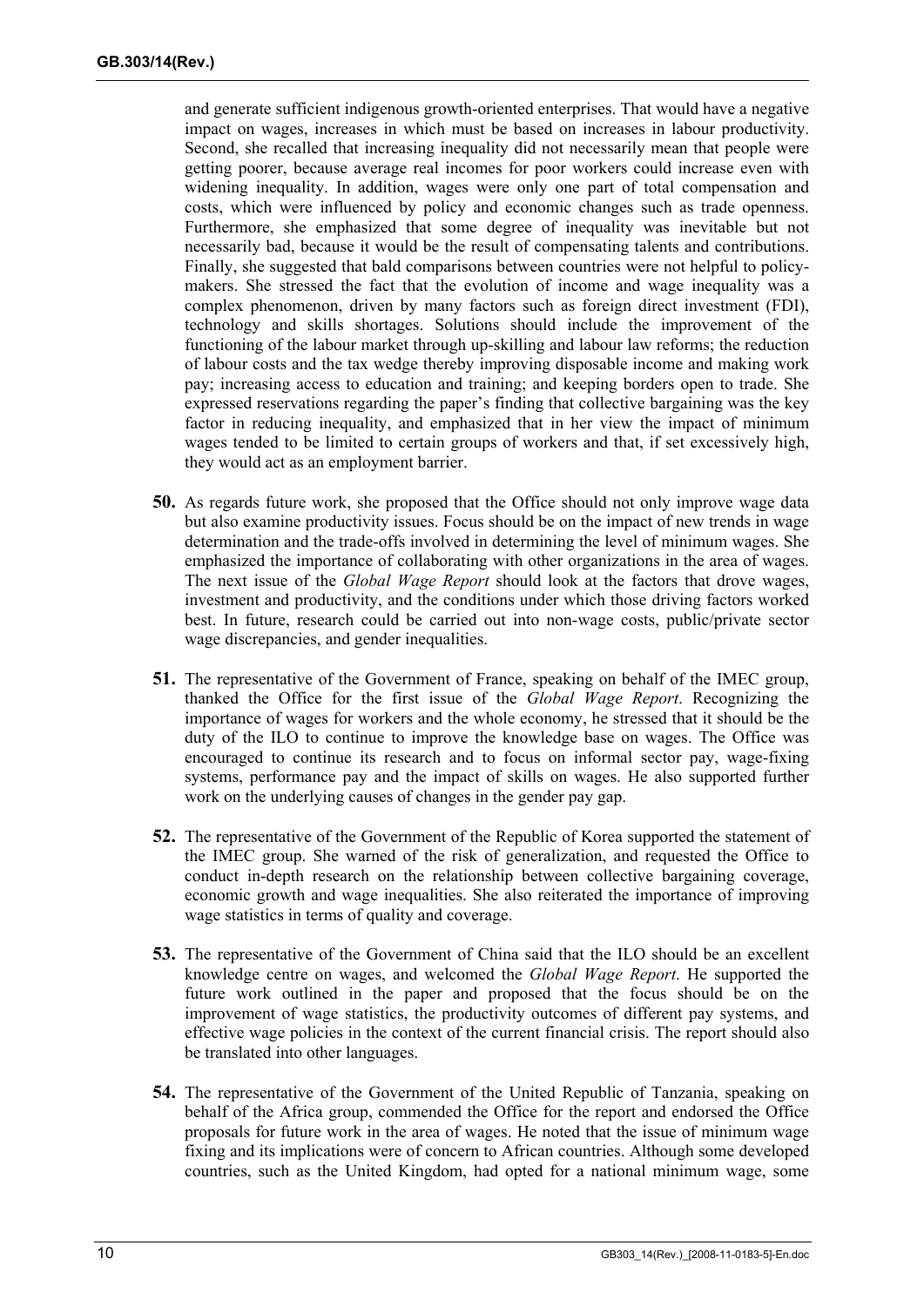and generate sufficient indigenous growth-oriented enterprises. That would have a negative impact on wages, increases in which must be based on increases in labour productivity. Second, she recalled that increasing inequality did not necessarily mean that people were getting poorer, because average real incomes for poor workers could increase even with widening inequality. In addition, wages were only one part of total compensation and costs, which were influenced by policy and economic changes such as trade openness. Furthermore, she emphasized that some degree of inequality was inevitable but not necessarily bad, because it would be the result of compensating talents and contributions. Finally, she suggested that bald comparisons between countries were not helpful to policy-makers. She stressed the fact that the evolution of income and wage inequality was a complex phenomenon, driven by many factors such as foreign direct investment (FDI), technology and skills shortages. Solutions should include the improvement of the functioning of the labour market through up-skilling and labour law reforms; the reduction of labour costs and the tax wedge thereby improving disposable income and making work pay; increasing access to education and training; and keeping borders open to trade. She expressed reservations regarding the paper's finding that collective bargaining was the key factor in reducing inequality, and emphasized that in her view the impact of minimum wages tended to be limited to certain groups of workers and that, if set excessively high, they would act as an employment barrier.

**50.** As regards future work, she proposed that the Office should not only improve wage data but also examine productivity issues. Focus should be on the impact of new trends in wage determination and the trade-offs involved in determining the level of minimum wages. She emphasized the importance of collaborating with other organizations in the area of wages. The next issue of the *Global Wage Report* should look at the factors that drove wages, investment and productivity, and the conditions under which those driving factors worked best. In future, research could be carried out into non-wage costs, public/private sector wage discrepancies, and gender inequalities.

**51.** The representative of the Government of France, speaking on behalf of the IMEC group, thanked the Office for the first issue of the *Global Wage Report*. Recognizing the importance of wages for workers and the whole economy, he stressed that it should be the duty of the ILO to continue to improve the knowledge base on wages. The Office was encouraged to continue its research and to focus on informal sector pay, wage-fixing systems, performance pay and the impact of skills on wages. He also supported further work on the underlying causes of changes in the gender pay gap.

**52.** The representative of the Government of the Republic of Korea supported the statement of the IMEC group. She warned of the risk of generalization, and requested the Office to conduct in-depth research on the relationship between collective bargaining coverage, economic growth and wage inequalities. She also reiterated the importance of improving wage statistics in terms of quality and coverage.

**53.** The representative of the Government of China said that the ILO should be an excellent knowledge centre on wages, and welcomed the *Global Wage Report*. He supported the future work outlined in the paper and proposed that the focus should be on the improvement of wage statistics, the productivity outcomes of different pay systems, and effective wage policies in the context of the current financial crisis. The report should also be translated into other languages.

**54.** The representative of the Government of the United Republic of Tanzania, speaking on behalf of the Africa group, commended the Office for the report and endorsed the Office proposals for future work in the area of wages. He noted that the issue of minimum wage fixing and its implications were of concern to African countries. Although some developed countries, such as the United Kingdom, had opted for a national minimum wage, some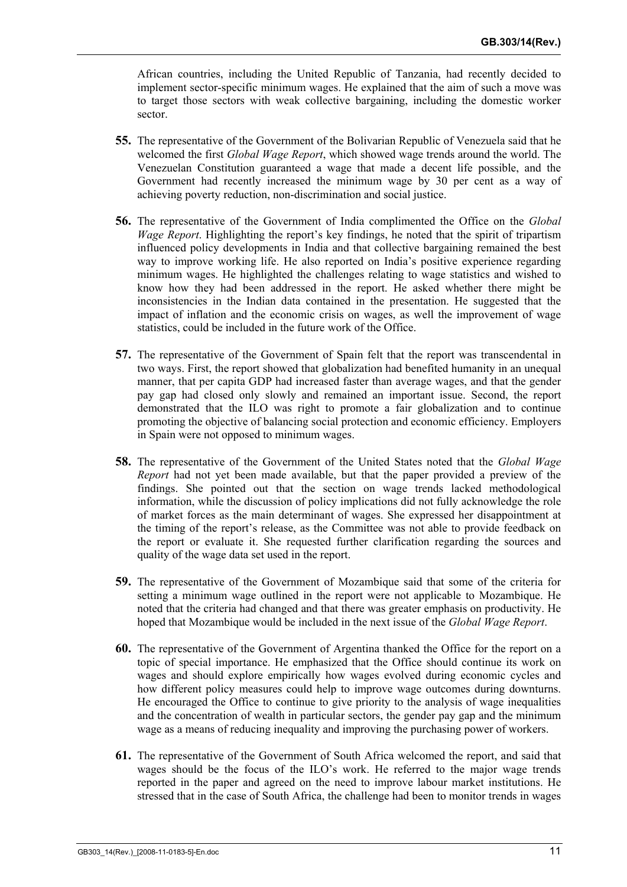African countries, including the United Republic of Tanzania, had recently decided to implement sector-specific minimum wages. He explained that the aim of such a move was to target those sectors with weak collective bargaining, including the domestic worker sector.

**55.** The representative of the Government of the Bolivarian Republic of Venezuela said that he welcomed the first *Global Wage Report*, which showed wage trends around the world. The Venezuelan Constitution guaranteed a wage that made a decent life possible, and the Government had recently increased the minimum wage by 30 per cent as a way of achieving poverty reduction, non-discrimination and social justice.

**56.** The representative of the Government of India complimented the Office on the *Global Wage Report*. Highlighting the report's key findings, he noted that the spirit of tripartism influenced policy developments in India and that collective bargaining remained the best way to improve working life. He also reported on India's positive experience regarding minimum wages. He highlighted the challenges relating to wage statistics and wished to know how they had been addressed in the report. He asked whether there might be inconsistencies in the Indian data contained in the presentation. He suggested that the impact of inflation and the economic crisis on wages, as well the improvement of wage statistics, could be included in the future work of the Office.

**57.** The representative of the Government of Spain felt that the report was transcendental in two ways. First, the report showed that globalization had benefited humanity in an unequal manner, that per capita GDP had increased faster than average wages, and that the gender pay gap had closed only slowly and remained an important issue. Second, the report demonstrated that the ILO was right to promote a fair globalization and to continue promoting the objective of balancing social protection and economic efficiency. Employers in Spain were not opposed to minimum wages.

**58.** The representative of the Government of the United States noted that the *Global Wage Report* had not yet been made available, but that the paper provided a preview of the findings. She pointed out that the section on wage trends lacked methodological information, while the discussion of policy implications did not fully acknowledge the role of market forces as the main determinant of wages. She expressed her disappointment at the timing of the report's release, as the Committee was not able to provide feedback on the report or evaluate it. She requested further clarification regarding the sources and quality of the wage data set used in the report.

**59.** The representative of the Government of Mozambique said that some of the criteria for setting a minimum wage outlined in the report were not applicable to Mozambique. He noted that the criteria had changed and that there was greater emphasis on productivity. He hoped that Mozambique would be included in the next issue of the *Global Wage Report*.

**60.** The representative of the Government of Argentina thanked the Office for the report on a topic of special importance. He emphasized that the Office should continue its work on wages and should explore empirically how wages evolved during economic cycles and how different policy measures could help to improve wage outcomes during downturns. He encouraged the Office to continue to give priority to the analysis of wage inequalities and the concentration of wealth in particular sectors, the gender pay gap and the minimum wage as a means of reducing inequality and improving the purchasing power of workers.

**61.** The representative of the Government of South Africa welcomed the report, and said that wages should be the focus of the ILO's work. He referred to the major wage trends reported in the paper and agreed on the need to improve labour market institutions. He stressed that in the case of South Africa, the challenge had been to monitor trends in wages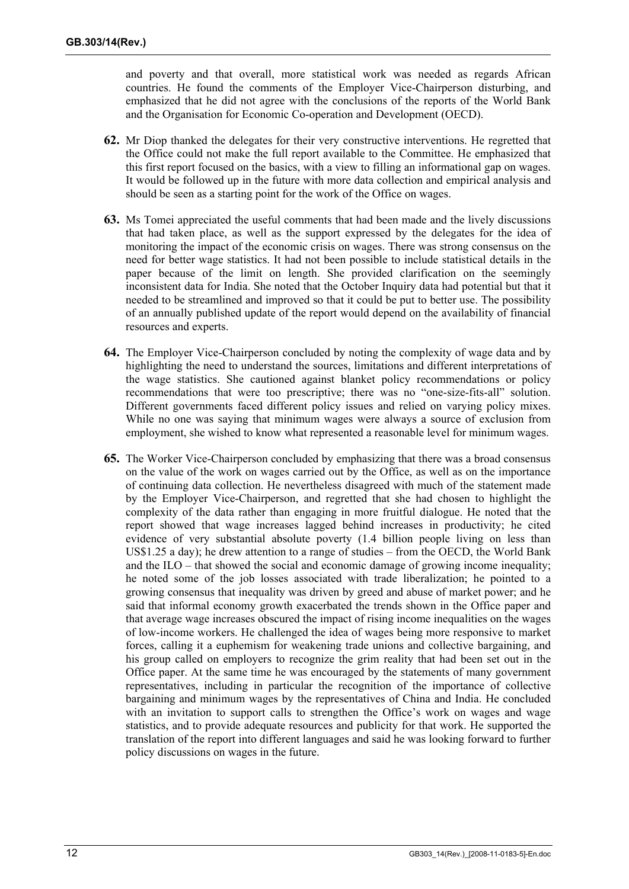and poverty and that overall, more statistical work was needed as regards African countries. He found the comments of the Employer Vice-Chairperson disturbing, and emphasized that he did not agree with the conclusions of the reports of the World Bank and the Organisation for Economic Co-operation and Development (OECD).

**62.** Mr Diop thanked the delegates for their very constructive interventions. He regretted that the Office could not make the full report available to the Committee. He emphasized that this first report focused on the basics, with a view to filling an informational gap on wages. It would be followed up in the future with more data collection and empirical analysis and should be seen as a starting point for the work of the Office on wages.

**63.** Ms Tomei appreciated the useful comments that had been made and the lively discussions that had taken place, as well as the support expressed by the delegates for the idea of monitoring the impact of the economic crisis on wages. There was strong consensus on the need for better wage statistics. It had not been possible to include statistical details in the paper because of the limit on length. She provided clarification on the seemingly inconsistent data for India. She noted that the October Inquiry data had potential but that it needed to be streamlined and improved so that it could be put to better use. The possibility of an annually published update of the report would depend on the availability of financial resources and experts.

**64.** The Employer Vice-Chairperson concluded by noting the complexity of wage data and by highlighting the need to understand the sources, limitations and different interpretations of the wage statistics. She cautioned against blanket policy recommendations or policy recommendations that were too prescriptive; there was no "one-size-fits-all" solution. Different governments faced different policy issues and relied on varying policy mixes. While no one was saying that minimum wages were always a source of exclusion from employment, she wished to know what represented a reasonable level for minimum wages.

**65.** The Worker Vice-Chairperson concluded by emphasizing that there was a broad consensus on the value of the work on wages carried out by the Office, as well as on the importance of continuing data collection. He nevertheless disagreed with much of the statement made by the Employer Vice-Chairperson, and regretted that she had chosen to highlight the complexity of the data rather than engaging in more fruitful dialogue. He noted that the report showed that wage increases lagged behind increases in productivity; he cited evidence of very substantial absolute poverty (1.4 billion people living on less than US$1.25 a day); he drew attention to a range of studies – from the OECD, the World Bank and the ILO – that showed the social and economic damage of growing income inequality; he noted some of the job losses associated with trade liberalization; he pointed to a growing consensus that inequality was driven by greed and abuse of market power; and he said that informal economy growth exacerbated the trends shown in the Office paper and that average wage increases obscured the impact of rising income inequalities on the wages of low-income workers. He challenged the idea of wages being more responsive to market forces, calling it a euphemism for weakening trade unions and collective bargaining, and his group called on employers to recognize the grim reality that had been set out in the Office paper. At the same time he was encouraged by the statements of many government representatives, including in particular the recognition of the importance of collective bargaining and minimum wages by the representatives of China and India. He concluded with an invitation to support calls to strengthen the Office's work on wages and wage statistics, and to provide adequate resources and publicity for that work. He supported the translation of the report into different languages and said he was looking forward to further policy discussions on wages in the future.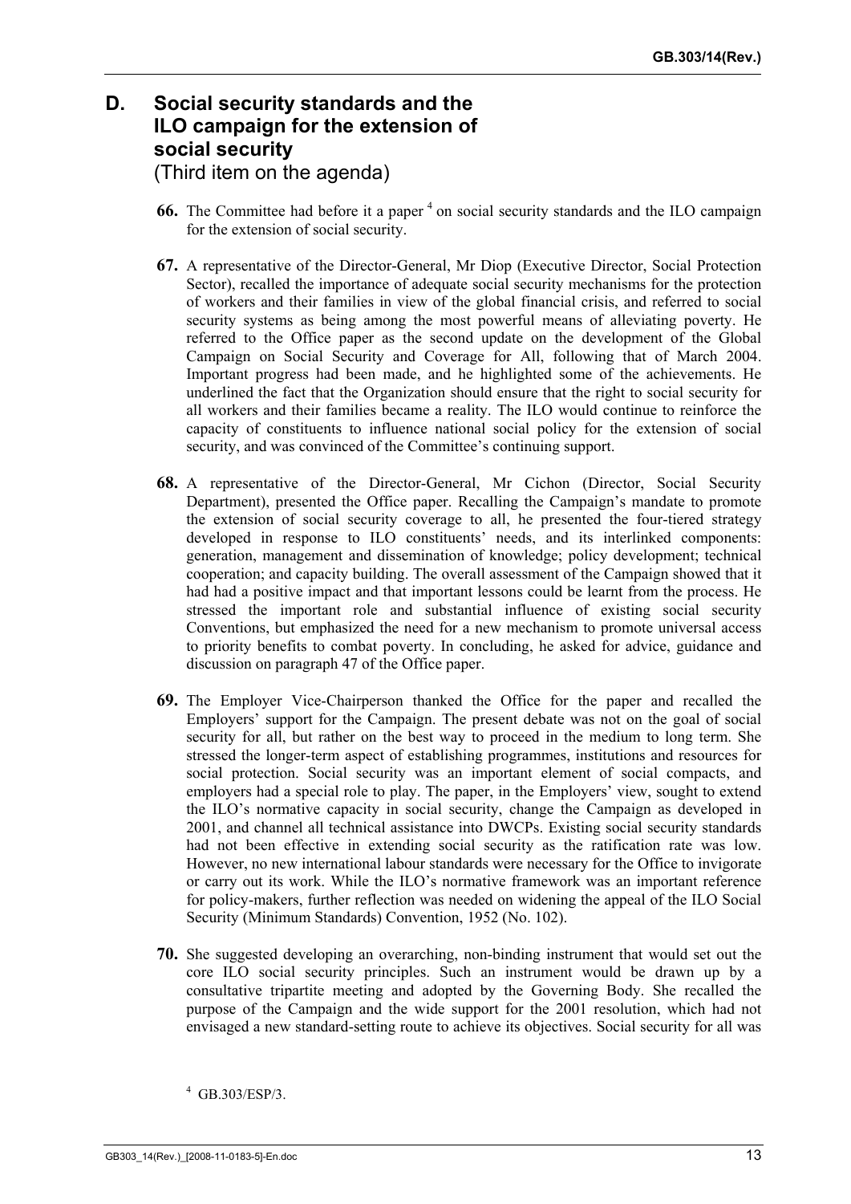## D. Social security standards and the ILO campaign for the extension of social security
(Third item on the agenda)

**66.** The Committee had before it a paper [4] on social security standards and the ILO campaign for the extension of social security.

**67.** A representative of the Director-General, Mr Diop (Executive Director, Social Protection Sector), recalled the importance of adequate social security mechanisms for the protection of workers and their families in view of the global financial crisis, and referred to social security systems as being among the most powerful means of alleviating poverty. He referred to the Office paper as the second update on the development of the Global Campaign on Social Security and Coverage for All, following that of March 2004. Important progress had been made, and he highlighted some of the achievements. He underlined the fact that the Organization should ensure that the right to social security for all workers and their families became a reality. The ILO would continue to reinforce the capacity of constituents to influence national social policy for the extension of social security, and was convinced of the Committee's continuing support.

**68.** A representative of the Director-General, Mr Cichon (Director, Social Security Department), presented the Office paper. Recalling the Campaign's mandate to promote the extension of social security coverage to all, he presented the four-tiered strategy developed in response to ILO constituents' needs, and its interlinked components: generation, management and dissemination of knowledge; policy development; technical cooperation; and capacity building. The overall assessment of the Campaign showed that it had had a positive impact and that important lessons could be learnt from the process. He stressed the important role and substantial influence of existing social security Conventions, but emphasized the need for a new mechanism to promote universal access to priority benefits to combat poverty. In concluding, he asked for advice, guidance and discussion on paragraph 47 of the Office paper.

**69.** The Employer Vice-Chairperson thanked the Office for the paper and recalled the Employers' support for the Campaign. The present debate was not on the goal of social security for all, but rather on the best way to proceed in the medium to long term. She stressed the longer-term aspect of establishing programmes, institutions and resources for social protection. Social security was an important element of social compacts, and employers had a special role to play. The paper, in the Employers' view, sought to extend the ILO's normative capacity in social security, change the Campaign as developed in 2001, and channel all technical assistance into DWCPs. Existing social security standards had not been effective in extending social security as the ratification rate was low. However, no new international labour standards were necessary for the Office to invigorate or carry out its work. While the ILO's normative framework was an important reference for policy-makers, further reflection was needed on widening the appeal of the ILO Social Security (Minimum Standards) Convention, 1952 (No. 102).

**70.** She suggested developing an overarching, non-binding instrument that would set out the core ILO social security principles. Such an instrument would be drawn up by a consultative tripartite meeting and adopted by the Governing Body. She recalled the purpose of the Campaign and the wide support for the 2001 resolution, which had not envisaged a new standard-setting route to achieve its objectives. Social security for all was

[4] GB.303/ESP/3.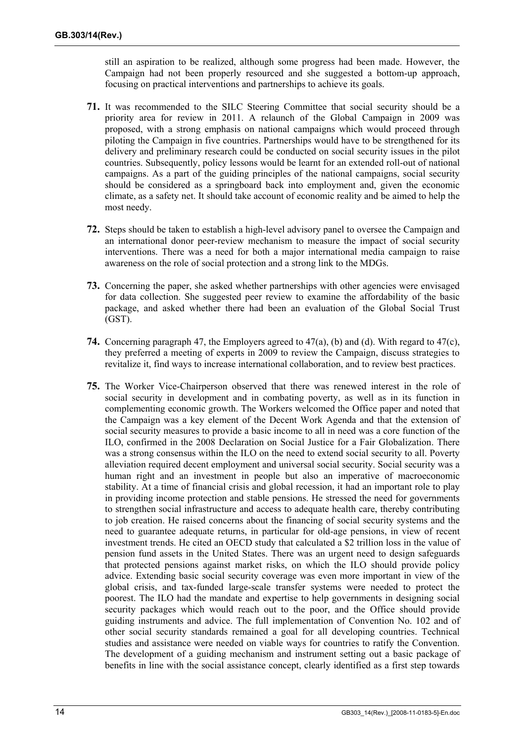still an aspiration to be realized, although some progress had been made. However, the Campaign had not been properly resourced and she suggested a bottom-up approach, focusing on practical interventions and partnerships to achieve its goals.

**71.** It was recommended to the SILC Steering Committee that social security should be a priority area for review in 2011. A relaunch of the Global Campaign in 2009 was proposed, with a strong emphasis on national campaigns which would proceed through piloting the Campaign in five countries. Partnerships would have to be strengthened for its delivery and preliminary research could be conducted on social security issues in the pilot countries. Subsequently, policy lessons would be learnt for an extended roll-out of national campaigns. As a part of the guiding principles of the national campaigns, social security should be considered as a springboard back into employment and, given the economic climate, as a safety net. It should take account of economic reality and be aimed to help the most needy.

**72.** Steps should be taken to establish a high-level advisory panel to oversee the Campaign and an international donor peer-review mechanism to measure the impact of social security interventions. There was a need for both a major international media campaign to raise awareness on the role of social protection and a strong link to the MDGs.

**73.** Concerning the paper, she asked whether partnerships with other agencies were envisaged for data collection. She suggested peer review to examine the affordability of the basic package, and asked whether there had been an evaluation of the Global Social Trust (GST).

**74.** Concerning paragraph 47, the Employers agreed to 47(a), (b) and (d). With regard to 47(c), they preferred a meeting of experts in 2009 to review the Campaign, discuss strategies to revitalize it, find ways to increase international collaboration, and to review best practices.

**75.** The Worker Vice-Chairperson observed that there was renewed interest in the role of social security in development and in combating poverty, as well as in its function in complementing economic growth. The Workers welcomed the Office paper and noted that the Campaign was a key element of the Decent Work Agenda and that the extension of social security measures to provide a basic income to all in need was a core function of the ILO, confirmed in the 2008 Declaration on Social Justice for a Fair Globalization. There was a strong consensus within the ILO on the need to extend social security to all. Poverty alleviation required decent employment and universal social security. Social security was a human right and an investment in people but also an imperative of macroeconomic stability. At a time of financial crisis and global recession, it had an important role to play in providing income protection and stable pensions. He stressed the need for governments to strengthen social infrastructure and access to adequate health care, thereby contributing to job creation. He raised concerns about the financing of social security systems and the need to guarantee adequate returns, in particular for old-age pensions, in view of recent investment trends. He cited an OECD study that calculated a $2 trillion loss in the value of pension fund assets in the United States. There was an urgent need to design safeguards that protected pensions against market risks, on which the ILO should provide policy advice. Extending basic social security coverage was even more important in view of the global crisis, and tax-funded large-scale transfer systems were needed to protect the poorest. The ILO had the mandate and expertise to help governments in designing social security packages which would reach out to the poor, and the Office should provide guiding instruments and advice. The full implementation of Convention No. 102 and of other social security standards remained a goal for all developing countries. Technical studies and assistance were needed on viable ways for countries to ratify the Convention. The development of a guiding mechanism and instrument setting out a basic package of benefits in line with the social assistance concept, clearly identified as a first step towards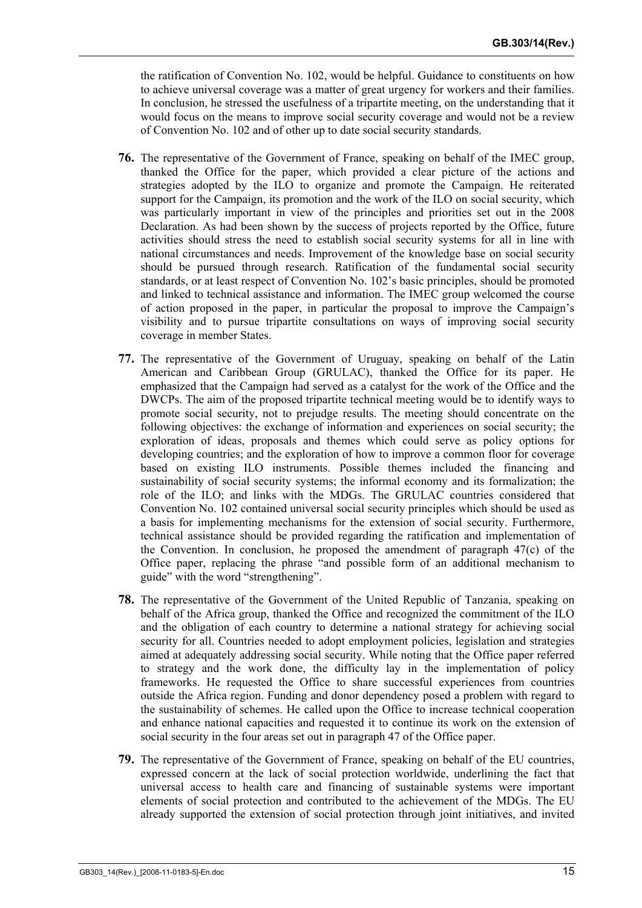the ratification of Convention No. 102, would be helpful. Guidance to constituents on how to achieve universal coverage was a matter of great urgency for workers and their families. In conclusion, he stressed the usefulness of a tripartite meeting, on the understanding that it would focus on the means to improve social security coverage and would not be a review of Convention No. 102 and of other up to date social security standards.

**76.** The representative of the Government of France, speaking on behalf of the IMEC group, thanked the Office for the paper, which provided a clear picture of the actions and strategies adopted by the ILO to organize and promote the Campaign. He reiterated support for the Campaign, its promotion and the work of the ILO on social security, which was particularly important in view of the principles and priorities set out in the 2008 Declaration. As had been shown by the success of projects reported by the Office, future activities should stress the need to establish social security systems for all in line with national circumstances and needs. Improvement of the knowledge base on social security should be pursued through research. Ratification of the fundamental social security standards, or at least respect of Convention No. 102's basic principles, should be promoted and linked to technical assistance and information. The IMEC group welcomed the course of action proposed in the paper, in particular the proposal to improve the Campaign's visibility and to pursue tripartite consultations on ways of improving social security coverage in member States.

**77.** The representative of the Government of Uruguay, speaking on behalf of the Latin American and Caribbean Group (GRULAC), thanked the Office for its paper. He emphasized that the Campaign had served as a catalyst for the work of the Office and the DWCPs. The aim of the proposed tripartite technical meeting would be to identify ways to promote social security, not to prejudge results. The meeting should concentrate on the following objectives: the exchange of information and experiences on social security; the exploration of ideas, proposals and themes which could serve as policy options for developing countries; and the exploration of how to improve a common floor for coverage based on existing ILO instruments. Possible themes included the financing and sustainability of social security systems; the informal economy and its formalization; the role of the ILO; and links with the MDGs. The GRULAC countries considered that Convention No. 102 contained universal social security principles which should be used as a basis for implementing mechanisms for the extension of social security. Furthermore, technical assistance should be provided regarding the ratification and implementation of the Convention. In conclusion, he proposed the amendment of paragraph 47(c) of the Office paper, replacing the phrase "and possible form of an additional mechanism to guide" with the word "strengthening".

**78.** The representative of the Government of the United Republic of Tanzania, speaking on behalf of the Africa group, thanked the Office and recognized the commitment of the ILO and the obligation of each country to determine a national strategy for achieving social security for all. Countries needed to adopt employment policies, legislation and strategies aimed at adequately addressing social security. While noting that the Office paper referred to strategy and the work done, the difficulty lay in the implementation of policy frameworks. He requested the Office to share successful experiences from countries outside the Africa region. Funding and donor dependency posed a problem with regard to the sustainability of schemes. He called upon the Office to increase technical cooperation and enhance national capacities and requested it to continue its work on the extension of social security in the four areas set out in paragraph 47 of the Office paper.

**79.** The representative of the Government of France, speaking on behalf of the EU countries, expressed concern at the lack of social protection worldwide, underlining the fact that universal access to health care and financing of sustainable systems were important elements of social protection and contributed to the achievement of the MDGs. The EU already supported the extension of social protection through joint initiatives, and invited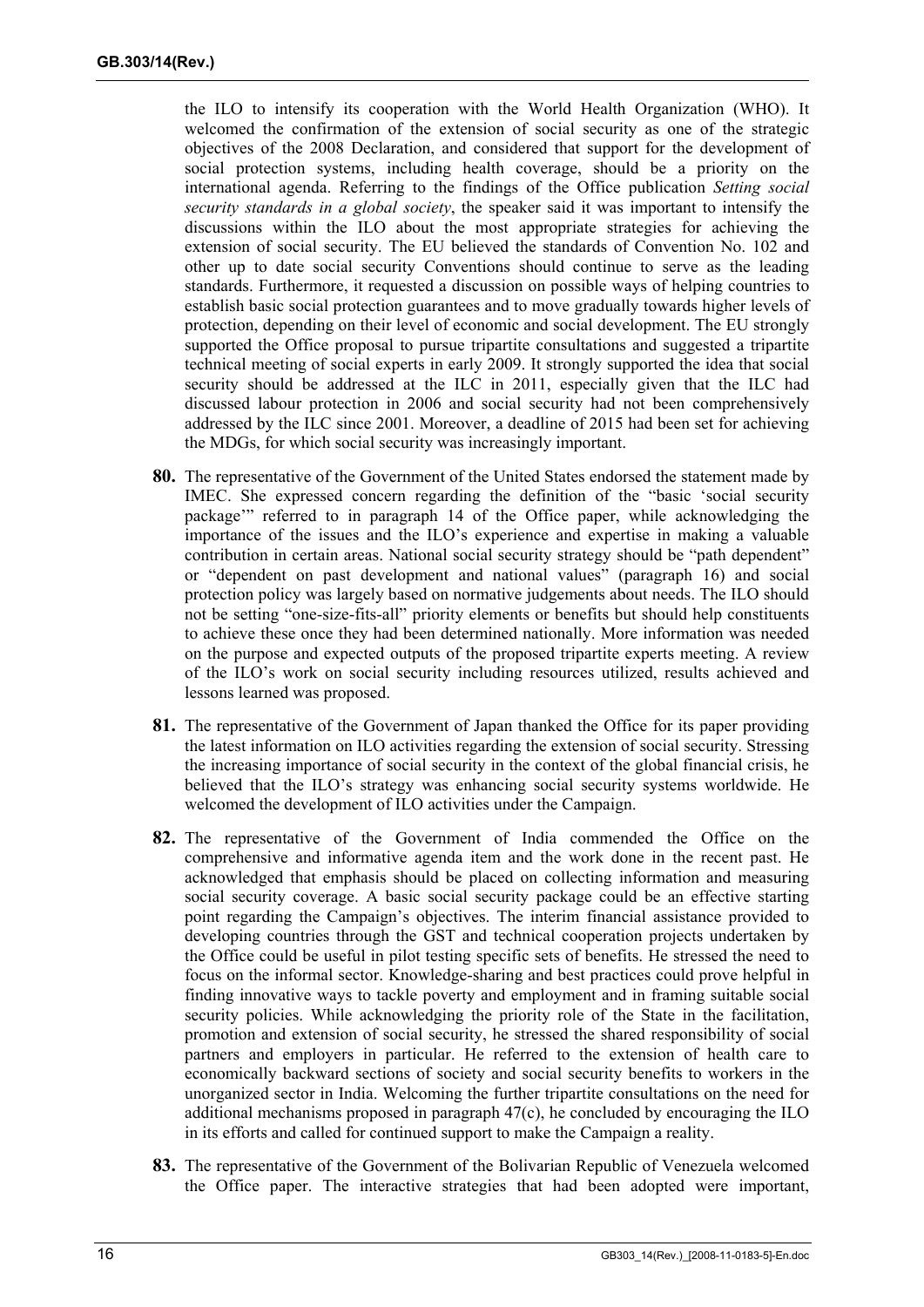the ILO to intensify its cooperation with the World Health Organization (WHO). It welcomed the confirmation of the extension of social security as one of the strategic objectives of the 2008 Declaration, and considered that support for the development of social protection systems, including health coverage, should be a priority on the international agenda. Referring to the findings of the Office publication *Setting social security standards in a global society*, the speaker said it was important to intensify the discussions within the ILO about the most appropriate strategies for achieving the extension of social security. The EU believed the standards of Convention No. 102 and other up to date social security Conventions should continue to serve as the leading standards. Furthermore, it requested a discussion on possible ways of helping countries to establish basic social protection guarantees and to move gradually towards higher levels of protection, depending on their level of economic and social development. The EU strongly supported the Office proposal to pursue tripartite consultations and suggested a tripartite technical meeting of social experts in early 2009. It strongly supported the idea that social security should be addressed at the ILC in 2011, especially given that the ILC had discussed labour protection in 2006 and social security had not been comprehensively addressed by the ILC since 2001. Moreover, a deadline of 2015 had been set for achieving the MDGs, for which social security was increasingly important.

**80.** The representative of the Government of the United States endorsed the statement made by IMEC. She expressed concern regarding the definition of the "basic 'social security package'" referred to in paragraph 14 of the Office paper, while acknowledging the importance of the issues and the ILO's experience and expertise in making a valuable contribution in certain areas. National social security strategy should be "path dependent" or "dependent on past development and national values" (paragraph 16) and social protection policy was largely based on normative judgements about needs. The ILO should not be setting "one-size-fits-all" priority elements or benefits but should help constituents to achieve these once they had been determined nationally. More information was needed on the purpose and expected outputs of the proposed tripartite experts meeting. A review of the ILO's work on social security including resources utilized, results achieved and lessons learned was proposed.

**81.** The representative of the Government of Japan thanked the Office for its paper providing the latest information on ILO activities regarding the extension of social security. Stressing the increasing importance of social security in the context of the global financial crisis, he believed that the ILO's strategy was enhancing social security systems worldwide. He welcomed the development of ILO activities under the Campaign.

**82.** The representative of the Government of India commended the Office on the comprehensive and informative agenda item and the work done in the recent past. He acknowledged that emphasis should be placed on collecting information and measuring social security coverage. A basic social security package could be an effective starting point regarding the Campaign's objectives. The interim financial assistance provided to developing countries through the GST and technical cooperation projects undertaken by the Office could be useful in pilot testing specific sets of benefits. He stressed the need to focus on the informal sector. Knowledge-sharing and best practices could prove helpful in finding innovative ways to tackle poverty and employment and in framing suitable social security policies. While acknowledging the priority role of the State in the facilitation, promotion and extension of social security, he stressed the shared responsibility of social partners and employers in particular. He referred to the extension of health care to economically backward sections of society and social security benefits to workers in the unorganized sector in India. Welcoming the further tripartite consultations on the need for additional mechanisms proposed in paragraph 47(c), he concluded by encouraging the ILO in its efforts and called for continued support to make the Campaign a reality.

**83.** The representative of the Government of the Bolivarian Republic of Venezuela welcomed the Office paper. The interactive strategies that had been adopted were important,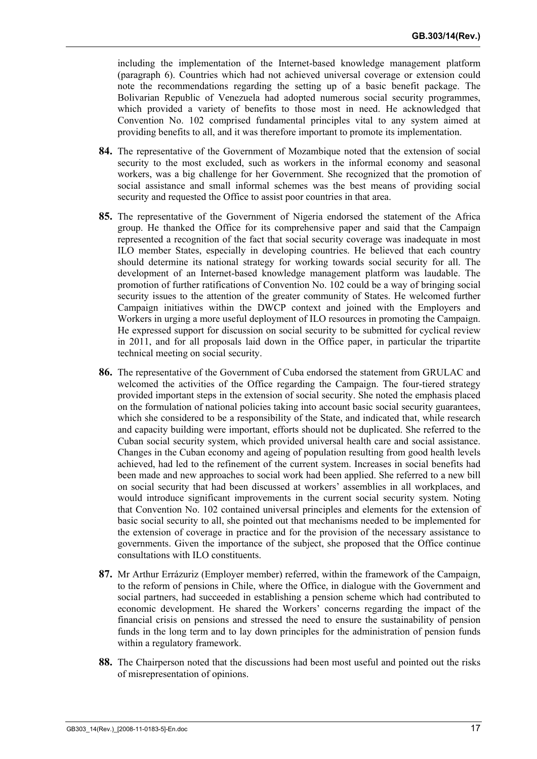including the implementation of the Internet-based knowledge management platform (paragraph 6). Countries which had not achieved universal coverage or extension could note the recommendations regarding the setting up of a basic benefit package. The Bolivarian Republic of Venezuela had adopted numerous social security programmes, which provided a variety of benefits to those most in need. He acknowledged that Convention No. 102 comprised fundamental principles vital to any system aimed at providing benefits to all, and it was therefore important to promote its implementation.

**84.** The representative of the Government of Mozambique noted that the extension of social security to the most excluded, such as workers in the informal economy and seasonal workers, was a big challenge for her Government. She recognized that the promotion of social assistance and small informal schemes was the best means of providing social security and requested the Office to assist poor countries in that area.

**85.** The representative of the Government of Nigeria endorsed the statement of the Africa group. He thanked the Office for its comprehensive paper and said that the Campaign represented a recognition of the fact that social security coverage was inadequate in most ILO member States, especially in developing countries. He believed that each country should determine its national strategy for working towards social security for all. The development of an Internet-based knowledge management platform was laudable. The promotion of further ratifications of Convention No. 102 could be a way of bringing social security issues to the attention of the greater community of States. He welcomed further Campaign initiatives within the DWCP context and joined with the Employers and Workers in urging a more useful deployment of ILO resources in promoting the Campaign. He expressed support for discussion on social security to be submitted for cyclical review in 2011, and for all proposals laid down in the Office paper, in particular the tripartite technical meeting on social security.

**86.** The representative of the Government of Cuba endorsed the statement from GRULAC and welcomed the activities of the Office regarding the Campaign. The four-tiered strategy provided important steps in the extension of social security. She noted the emphasis placed on the formulation of national policies taking into account basic social security guarantees, which she considered to be a responsibility of the State, and indicated that, while research and capacity building were important, efforts should not be duplicated. She referred to the Cuban social security system, which provided universal health care and social assistance. Changes in the Cuban economy and ageing of population resulting from good health levels achieved, had led to the refinement of the current system. Increases in social benefits had been made and new approaches to social work had been applied. She referred to a new bill on social security that had been discussed at workers' assemblies in all workplaces, and would introduce significant improvements in the current social security system. Noting that Convention No. 102 contained universal principles and elements for the extension of basic social security to all, she pointed out that mechanisms needed to be implemented for the extension of coverage in practice and for the provision of the necessary assistance to governments. Given the importance of the subject, she proposed that the Office continue consultations with ILO constituents.

**87.** Mr Arthur Errázuriz (Employer member) referred, within the framework of the Campaign, to the reform of pensions in Chile, where the Office, in dialogue with the Government and social partners, had succeeded in establishing a pension scheme which had contributed to economic development. He shared the Workers' concerns regarding the impact of the financial crisis on pensions and stressed the need to ensure the sustainability of pension funds in the long term and to lay down principles for the administration of pension funds within a regulatory framework.

**88.** The Chairperson noted that the discussions had been most useful and pointed out the risks of misrepresentation of opinions.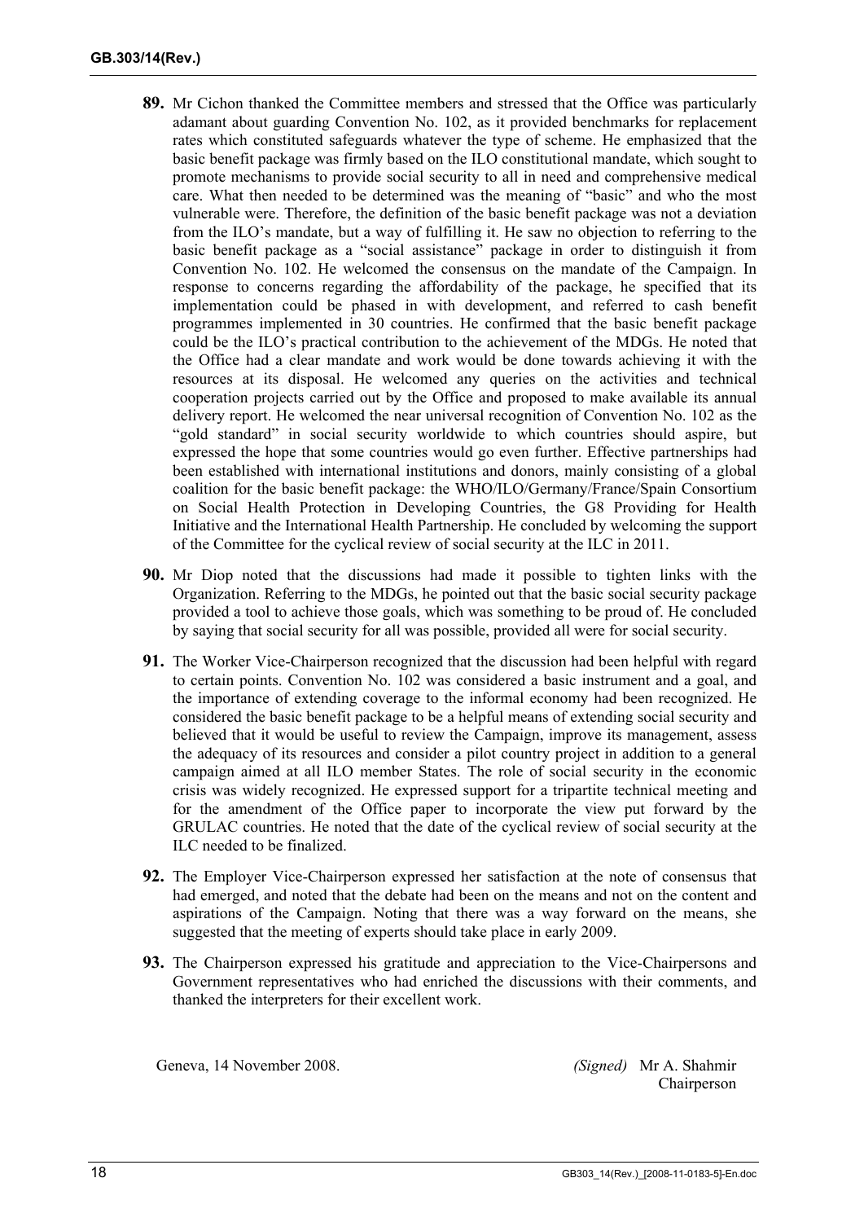**89.** Mr Cichon thanked the Committee members and stressed that the Office was particularly adamant about guarding Convention No. 102, as it provided benchmarks for replacement rates which constituted safeguards whatever the type of scheme. He emphasized that the basic benefit package was firmly based on the ILO constitutional mandate, which sought to promote mechanisms to provide social security to all in need and comprehensive medical care. What then needed to be determined was the meaning of "basic" and who the most vulnerable were. Therefore, the definition of the basic benefit package was not a deviation from the ILO's mandate, but a way of fulfilling it. He saw no objection to referring to the basic benefit package as a "social assistance" package in order to distinguish it from Convention No. 102. He welcomed the consensus on the mandate of the Campaign. In response to concerns regarding the affordability of the package, he specified that its implementation could be phased in with development, and referred to cash benefit programmes implemented in 30 countries. He confirmed that the basic benefit package could be the ILO's practical contribution to the achievement of the MDGs. He noted that the Office had a clear mandate and work would be done towards achieving it with the resources at its disposal. He welcomed any queries on the activities and technical cooperation projects carried out by the Office and proposed to make available its annual delivery report. He welcomed the near universal recognition of Convention No. 102 as the "gold standard" in social security worldwide to which countries should aspire, but expressed the hope that some countries would go even further. Effective partnerships had been established with international institutions and donors, mainly consisting of a global coalition for the basic benefit package: the WHO/ILO/Germany/France/Spain Consortium on Social Health Protection in Developing Countries, the G8 Providing for Health Initiative and the International Health Partnership. He concluded by welcoming the support of the Committee for the cyclical review of social security at the ILC in 2011.

**90.** Mr Diop noted that the discussions had made it possible to tighten links with the Organization. Referring to the MDGs, he pointed out that the basic social security package provided a tool to achieve those goals, which was something to be proud of. He concluded by saying that social security for all was possible, provided all were for social security.

**91.** The Worker Vice-Chairperson recognized that the discussion had been helpful with regard to certain points. Convention No. 102 was considered a basic instrument and a goal, and the importance of extending coverage to the informal economy had been recognized. He considered the basic benefit package to be a helpful means of extending social security and believed that it would be useful to review the Campaign, improve its management, assess the adequacy of its resources and consider a pilot country project in addition to a general campaign aimed at all ILO member States. The role of social security in the economic crisis was widely recognized. He expressed support for a tripartite technical meeting and for the amendment of the Office paper to incorporate the view put forward by the GRULAC countries. He noted that the date of the cyclical review of social security at the ILC needed to be finalized.

**92.** The Employer Vice-Chairperson expressed her satisfaction at the note of consensus that had emerged, and noted that the debate had been on the means and not on the content and aspirations of the Campaign. Noting that there was a way forward on the means, she suggested that the meeting of experts should take place in early 2009.

**93.** The Chairperson expressed his gratitude and appreciation to the Vice-Chairpersons and Government representatives who had enriched the discussions with their comments, and thanked the interpreters for their excellent work.

Geneva, 14 November 2008.

*(Signed)* Mr A. Shahmir
Chairperson